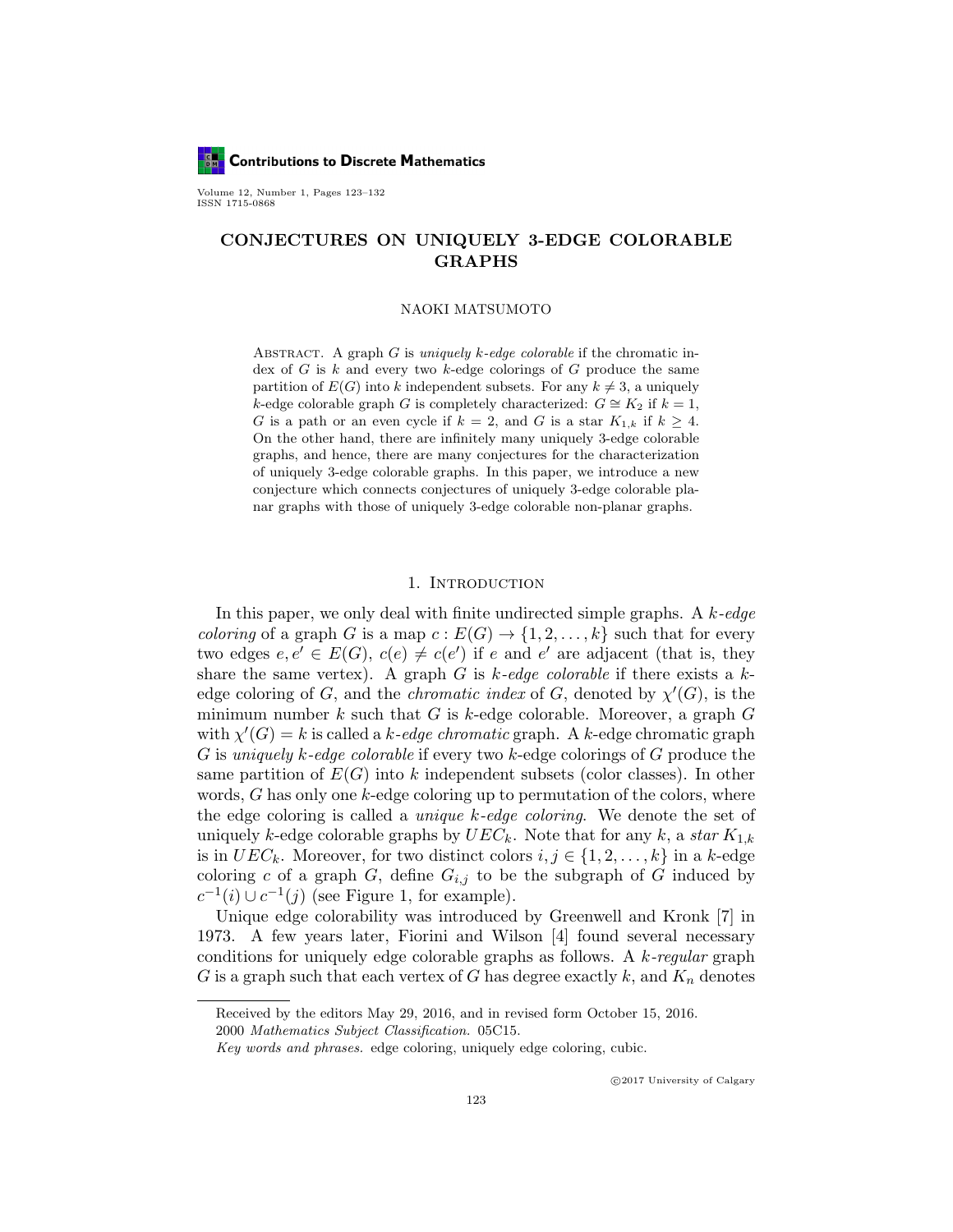# CONJECTURES ON UNIQUELY 3-EDGE COLORABLE GRAPHS

NAOKI MATSUMOTO

Abstract. A graph $G$ is *uniquely $k$-edge colorable* if the chromatic index of $G$ is $k$ and every two $k$-edge colorings of $G$ produce the same partition of $E(G)$ into $k$ independent subsets. For any $k \neq 3$, a uniquely $k$-edge colorable graph $G$ is completely characterized: $G \cong K_2$ if $k = 1$, $G$ is a path or an even cycle if $k = 2$, and $G$ is a star $K_{1,k}$ if $k \geq 4$. On the other hand, there are infinitely many uniquely 3-edge colorable graphs, and hence, there are many conjectures for the characterization of uniquely 3-edge colorable graphs. In this paper, we introduce a new conjecture which connects conjectures of uniquely 3-edge colorable planar graphs with those of uniquely 3-edge colorable non-planar graphs.

## 1. Introduction

In this paper, we only deal with finite undirected simple graphs. A *$k$-edge coloring* of a graph $G$ is a map $c : E(G) \to \{1, 2, \ldots, k\}$ such that for every two edges $e, e' \in E(G)$, $c(e) \neq c(e')$ if $e$ and $e'$ are adjacent (that is, they share the same vertex). A graph $G$ is *$k$-edge colorable* if there exists a $k$-edge coloring of $G$, and the *chromatic index* of $G$, denoted by $\chi'(G)$, is the minimum number $k$ such that $G$ is $k$-edge colorable. Moreover, a graph $G$ with $\chi'(G) = k$ is called a *$k$-edge chromatic* graph. A $k$-edge chromatic graph $G$ is *uniquely $k$-edge colorable* if every two $k$-edge colorings of $G$ produce the same partition of $E(G)$ into $k$ independent subsets (color classes). In other words, $G$ has only one $k$-edge coloring up to permutation of the colors, where the edge coloring is called a *unique $k$-edge coloring*. We denote the set of uniquely $k$-edge colorable graphs by $UEC_k$. Note that for any $k$, a *star* $K_{1,k}$ is in $UEC_k$. Moreover, for two distinct colors $i, j \in \{1, 2, \ldots, k\}$ in a $k$-edge coloring $c$ of a graph $G$, define $G_{i,j}$ to be the subgraph of $G$ induced by $c^{-1}(i) \cup c^{-1}(j)$ (see Figure 1, for example).

Unique edge colorability was introduced by Greenwell and Kronk [7] in 1973. A few years later, Fiorini and Wilson [4] found several necessary conditions for uniquely edge colorable graphs as follows. A *$k$-regular* graph $G$ is a graph such that each vertex of $G$ has degree exactly $k$, and $K_n$ denotes

---

Received by the editors May 29, 2016, and in revised form October 15, 2016.

2000 *Mathematics Subject Classification.* 05C15.

*Key words and phrases.* edge coloring, uniquely edge coloring, cubic.

©2017 University of Calgary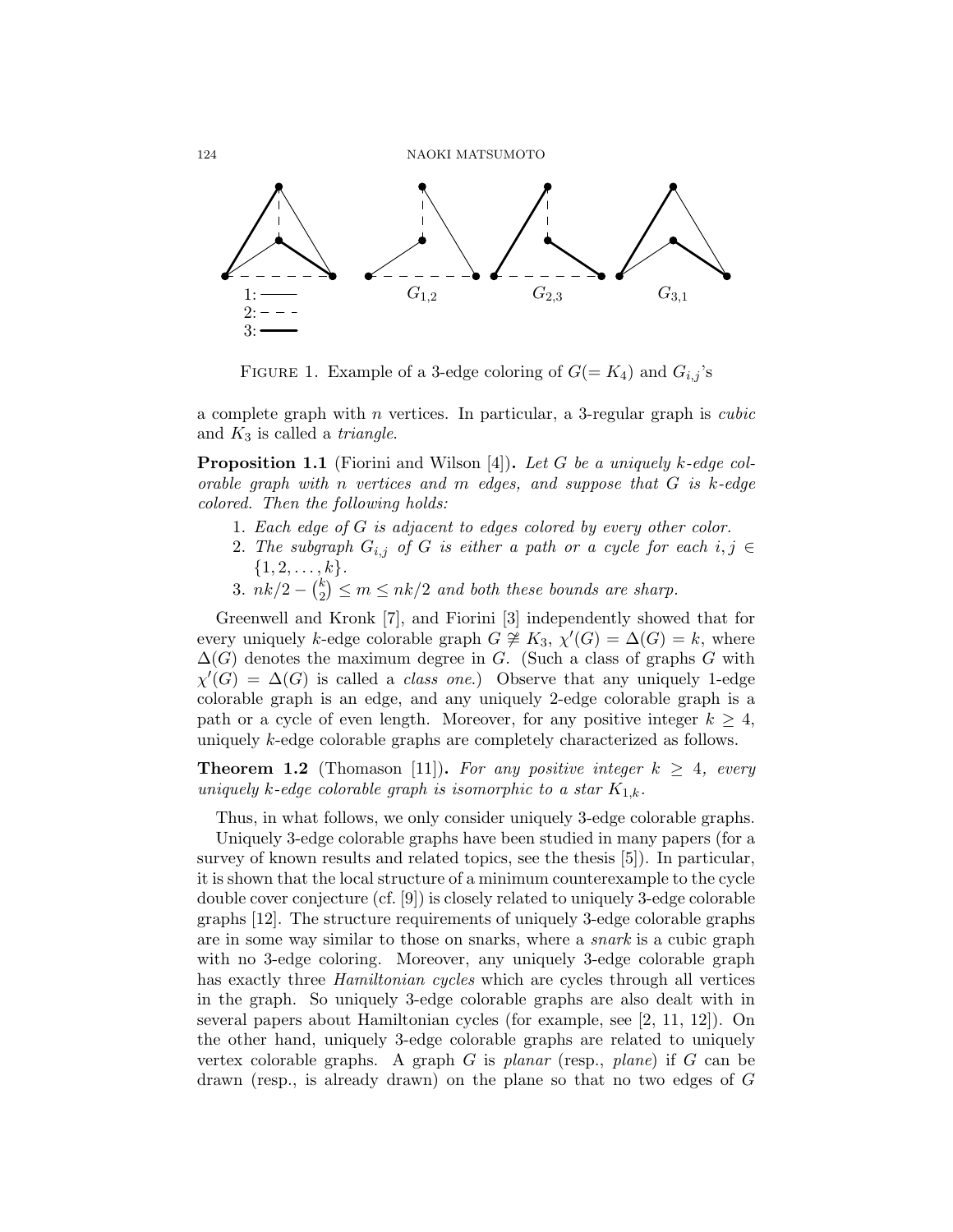FIGURE 1. Example of a 3-edge coloring of $G(= K_4)$ and $G_{i,j}$'s

a complete graph with $n$ vertices. In particular, a 3-regular graph is *cubic* and $K_3$ is called a *triangle*.

**Proposition 1.1** (Fiorini and Wilson [4]). *Let $G$ be a uniquely $k$-edge colorable graph with $n$ vertices and $m$ edges, and suppose that $G$ is $k$-edge colored. Then the following holds:*

1. *Each edge of $G$ is adjacent to edges colored by every other color.*
2. *The subgraph $G_{i,j}$ of $G$ is either a path or a cycle for each $i, j \in \{1, 2, \ldots, k\}$.*
3. *$nk/2 - \binom{k}{2} \leq m \leq nk/2$ and both these bounds are sharp.*

Greenwell and Kronk [7], and Fiorini [3] independently showed that for every uniquely $k$-edge colorable graph $G \ncong K_3$, $\chi'(G) = \Delta(G) = k$, where $\Delta(G)$ denotes the maximum degree in $G$. (Such a class of graphs $G$ with $\chi'(G) = \Delta(G)$ is called a *class one*.) Observe that any uniquely 1-edge colorable graph is an edge, and any uniquely 2-edge colorable graph is a path or a cycle of even length. Moreover, for any positive integer $k \geq 4$, uniquely $k$-edge colorable graphs are completely characterized as follows.

**Theorem 1.2** (Thomason [11]). *For any positive integer $k \geq 4$, every uniquely $k$-edge colorable graph is isomorphic to a star $K_{1,k}$.*

Thus, in what follows, we only consider uniquely 3-edge colorable graphs.

Uniquely 3-edge colorable graphs have been studied in many papers (for a survey of known results and related topics, see the thesis [5]). In particular, it is shown that the local structure of a minimum counterexample to the cycle double cover conjecture (cf. [9]) is closely related to uniquely 3-edge colorable graphs [12]. The structure requirements of uniquely 3-edge colorable graphs are in some way similar to those on snarks, where a *snark* is a cubic graph with no 3-edge coloring. Moreover, any uniquely 3-edge colorable graph has exactly three *Hamiltonian cycles* which are cycles through all vertices in the graph. So uniquely 3-edge colorable graphs are also dealt with in several papers about Hamiltonian cycles (for example, see [2, 11, 12]). On the other hand, uniquely 3-edge colorable graphs are related to uniquely vertex colorable graphs. A graph $G$ is *planar* (resp., *plane*) if $G$ can be drawn (resp., is already drawn) on the plane so that no two edges of $G$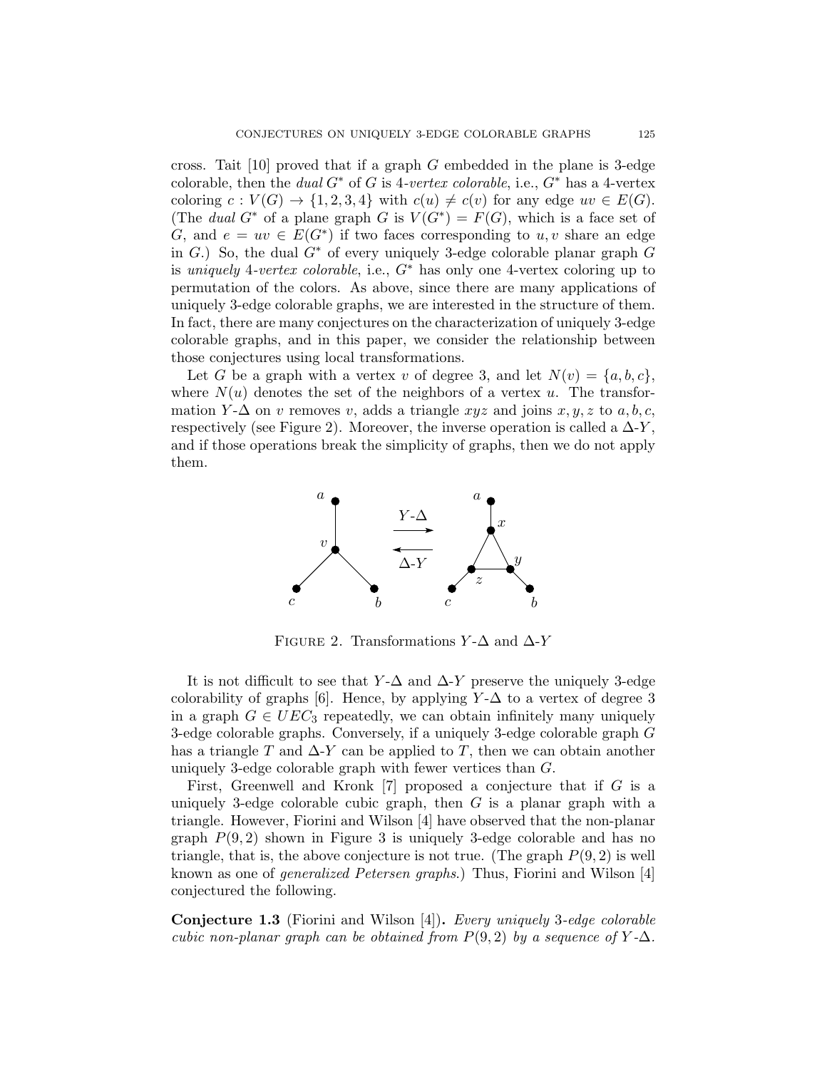cross. Tait [10] proved that if a graph $G$ embedded in the plane is 3-edge colorable, then the *dual* $G^*$ of $G$ is 4-*vertex colorable*, i.e., $G^*$ has a 4-vertex coloring $c : V(G) \to \{1, 2, 3, 4\}$ with $c(u) \neq c(v)$ for any edge $uv \in E(G)$. (The *dual* $G^*$ of a plane graph $G$ is $V(G^*) = F(G)$, which is a face set of $G$, and $e = uv \in E(G^*)$ if two faces corresponding to $u, v$ share an edge in $G$.) So, the dual $G^*$ of every uniquely 3-edge colorable planar graph $G$ is *uniquely* 4-*vertex colorable*, i.e., $G^*$ has only one 4-vertex coloring up to permutation of the colors. As above, since there are many applications of uniquely 3-edge colorable graphs, we are interested in the structure of them. In fact, there are many conjectures on the characterization of uniquely 3-edge colorable graphs, and in this paper, we consider the relationship between those conjectures using local transformations.

Let $G$ be a graph with a vertex $v$ of degree 3, and let $N(v) = \{a, b, c\}$, where $N(u)$ denotes the set of the neighbors of a vertex $u$. The transformation $Y$-$\Delta$ on $v$ removes $v$, adds a triangle $xyz$ and joins $x, y, z$ to $a, b, c$, respectively (see Figure 2). Moreover, the inverse operation is called a $\Delta$-$Y$, and if those operations break the simplicity of graphs, then we do not apply them.

FIGURE 2. Transformations $Y$-$\Delta$ and $\Delta$-$Y$

It is not difficult to see that $Y$-$\Delta$ and $\Delta$-$Y$ preserve the uniquely 3-edge colorability of graphs [6]. Hence, by applying $Y$-$\Delta$ to a vertex of degree 3 in a graph $G \in UEC_3$ repeatedly, we can obtain infinitely many uniquely 3-edge colorable graphs. Conversely, if a uniquely 3-edge colorable graph $G$ has a triangle $T$ and $\Delta$-$Y$ can be applied to $T$, then we can obtain another uniquely 3-edge colorable graph with fewer vertices than $G$.

First, Greenwell and Kronk [7] proposed a conjecture that if $G$ is a uniquely 3-edge colorable cubic graph, then $G$ is a planar graph with a triangle. However, Fiorini and Wilson [4] have observed that the non-planar graph $P(9, 2)$ shown in Figure 3 is uniquely 3-edge colorable and has no triangle, that is, the above conjecture is not true. (The graph $P(9, 2)$ is well known as one of *generalized Petersen graphs*.) Thus, Fiorini and Wilson [4] conjectured the following.

**Conjecture 1.3** (Fiorini and Wilson [4])**.** *Every uniquely* 3*-edge colorable cubic non-planar graph can be obtained from* $P(9, 2)$ *by a sequence of* $Y$-$\Delta$.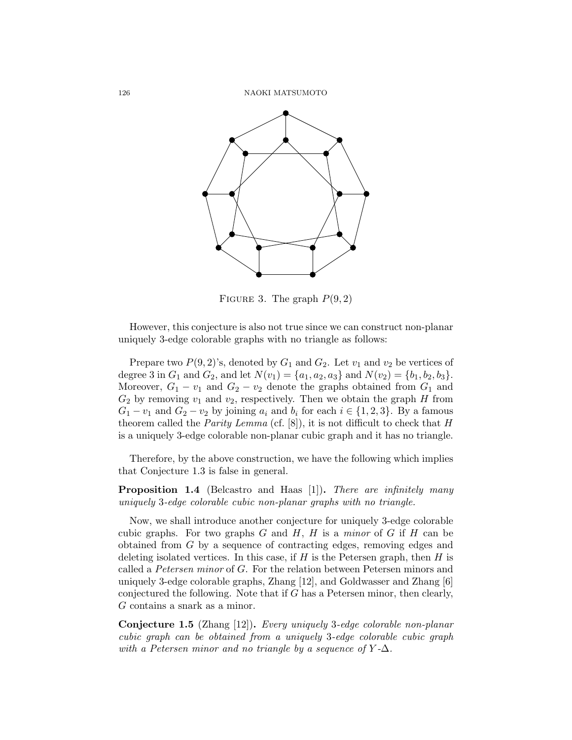FIGURE 3. The graph $P(9,2)$

However, this conjecture is also not true since we can construct non-planar uniquely 3-edge colorable graphs with no triangle as follows:

Prepare two $P(9,2)$'s, denoted by $G_1$ and $G_2$. Let $v_1$ and $v_2$ be vertices of degree 3 in $G_1$ and $G_2$, and let $N(v_1) = \{a_1, a_2, a_3\}$ and $N(v_2) = \{b_1, b_2, b_3\}$. Moreover, $G_1 - v_1$ and $G_2 - v_2$ denote the graphs obtained from $G_1$ and $G_2$ by removing $v_1$ and $v_2$, respectively. Then we obtain the graph $H$ from $G_1 - v_1$ and $G_2 - v_2$ by joining $a_i$ and $b_i$ for each $i \in \{1, 2, 3\}$. By a famous theorem called the *Parity Lemma* (cf. [8]), it is not difficult to check that $H$ is a uniquely 3-edge colorable non-planar cubic graph and it has no triangle.

Therefore, by the above construction, we have the following which implies that Conjecture 1.3 is false in general.

**Proposition 1.4** (Belcastro and Haas [1]). *There are infinitely many uniquely 3-edge colorable cubic non-planar graphs with no triangle.*

Now, we shall introduce another conjecture for uniquely 3-edge colorable cubic graphs. For two graphs $G$ and $H$, $H$ is a *minor* of $G$ if $H$ can be obtained from $G$ by a sequence of contracting edges, removing edges and deleting isolated vertices. In this case, if $H$ is the Petersen graph, then $H$ is called a *Petersen minor* of $G$. For the relation between Petersen minors and uniquely 3-edge colorable graphs, Zhang [12], and Goldwasser and Zhang [6] conjectured the following. Note that if $G$ has a Petersen minor, then clearly, $G$ contains a snark as a minor.

**Conjecture 1.5** (Zhang [12]). *Every uniquely 3-edge colorable non-planar cubic graph can be obtained from a uniquely 3-edge colorable cubic graph with a Petersen minor and no triangle by a sequence of $Y$-$\Delta$.*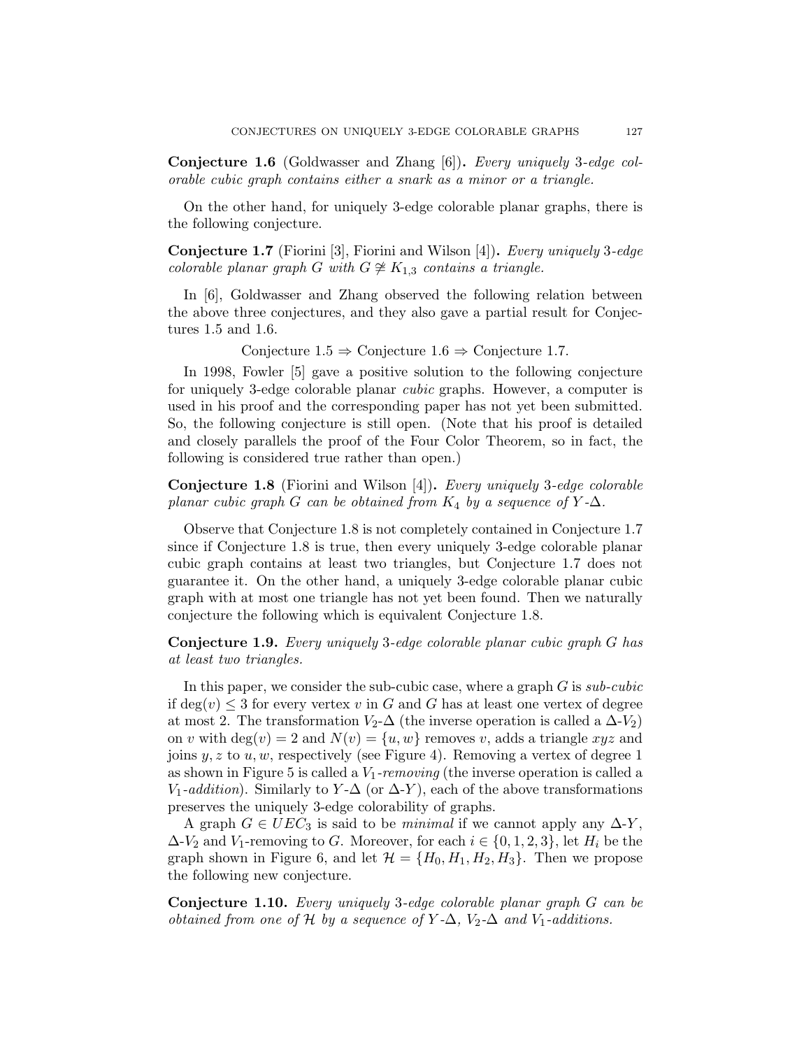**Conjecture 1.6** (Goldwasser and Zhang [6])**.** *Every uniquely* 3*-edge colorable cubic graph contains either a snark as a minor or a triangle.*

On the other hand, for uniquely 3-edge colorable planar graphs, there is the following conjecture.

**Conjecture 1.7** (Fiorini [3], Fiorini and Wilson [4])**.** *Every uniquely* 3*-edge colorable planar graph $G$ with $G \not\cong K_{1,3}$ contains a triangle.*

In [6], Goldwasser and Zhang observed the following relation between the above three conjectures, and they also gave a partial result for Conjectures 1.5 and 1.6.

$$\text{Conjecture 1.5} \Rightarrow \text{Conjecture 1.6} \Rightarrow \text{Conjecture 1.7}.$$

In 1998, Fowler [5] gave a positive solution to the following conjecture for uniquely 3-edge colorable planar *cubic* graphs. However, a computer is used in his proof and the corresponding paper has not yet been submitted. So, the following conjecture is still open. (Note that his proof is detailed and closely parallels the proof of the Four Color Theorem, so in fact, the following is considered true rather than open.)

**Conjecture 1.8** (Fiorini and Wilson [4])**.** *Every uniquely* 3*-edge colorable planar cubic graph $G$ can be obtained from $K_4$ by a sequence of $Y$-$\Delta$.*

Observe that Conjecture 1.8 is not completely contained in Conjecture 1.7 since if Conjecture 1.8 is true, then every uniquely 3-edge colorable planar cubic graph contains at least two triangles, but Conjecture 1.7 does not guarantee it. On the other hand, a uniquely 3-edge colorable planar cubic graph with at most one triangle has not yet been found. Then we naturally conjecture the following which is equivalent Conjecture 1.8.

**Conjecture 1.9.** *Every uniquely* 3*-edge colorable planar cubic graph $G$ has at least two triangles.*

In this paper, we consider the sub-cubic case, where a graph $G$ is *sub-cubic* if $\deg(v) \leq 3$ for every vertex $v$ in $G$ and $G$ has at least one vertex of degree at most 2. The transformation $V_2$-$\Delta$ (the inverse operation is called a $\Delta$-$V_2$) on $v$ with $\deg(v) = 2$ and $N(v) = \{u, w\}$ removes $v$, adds a triangle $xyz$ and joins $y, z$ to $u, w$, respectively (see Figure 4). Removing a vertex of degree 1 as shown in Figure 5 is called a $V_1$*-removing* (the inverse operation is called a $V_1$*-addition*). Similarly to $Y$-$\Delta$ (or $\Delta$-$Y$), each of the above transformations preserves the uniquely 3-edge colorability of graphs.

A graph $G \in UEC_3$ is said to be *minimal* if we cannot apply any $\Delta$-$Y$, $\Delta$-$V_2$ and $V_1$-removing to $G$. Moreover, for each $i \in \{0, 1, 2, 3\}$, let $H_i$ be the graph shown in Figure 6, and let $\mathcal{H} = \{H_0, H_1, H_2, H_3\}$. Then we propose the following new conjecture.

**Conjecture 1.10.** *Every uniquely* 3*-edge colorable planar graph $G$ can be obtained from one of $\mathcal{H}$ by a sequence of $Y$-$\Delta$, $V_2$-$\Delta$ and $V_1$-additions.*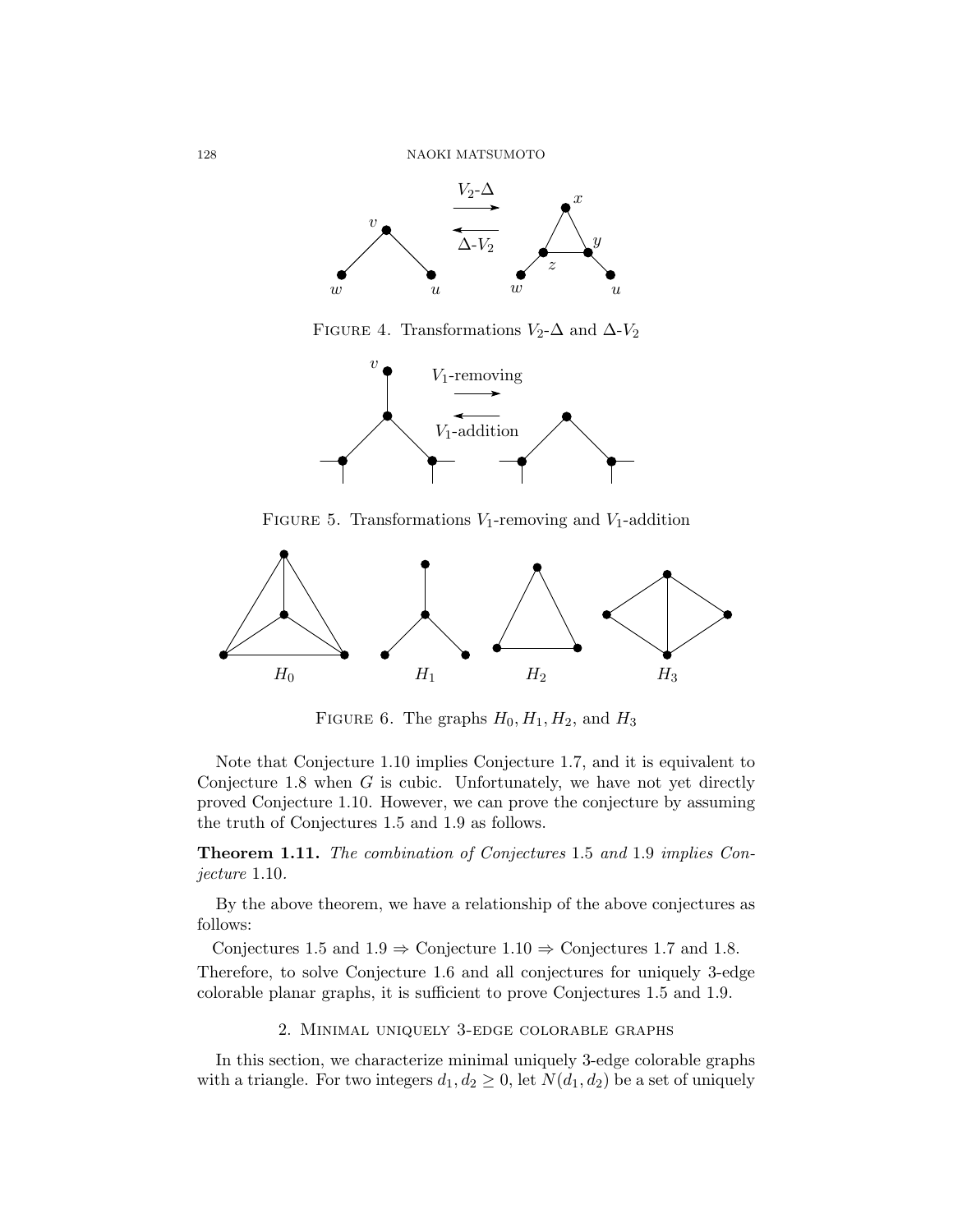FIGURE 4. Transformations $V_2$-$\Delta$ and $\Delta$-$V_2$

FIGURE 5. Transformations $V_1$-removing and $V_1$-addition

FIGURE 6. The graphs $H_0, H_1, H_2$, and $H_3$

Note that Conjecture 1.10 implies Conjecture 1.7, and it is equivalent to Conjecture 1.8 when $G$ is cubic. Unfortunately, we have not yet directly proved Conjecture 1.10. However, we can prove the conjecture by assuming the truth of Conjectures 1.5 and 1.9 as follows.

**Theorem 1.11.** *The combination of Conjectures* 1.5 *and* 1.9 *implies Conjecture* 1.10.

By the above theorem, we have a relationship of the above conjectures as follows:

Conjectures 1.5 and 1.9 $\Rightarrow$ Conjecture 1.10 $\Rightarrow$ Conjectures 1.7 and 1.8.

Therefore, to solve Conjecture 1.6 and all conjectures for uniquely 3-edge colorable planar graphs, it is sufficient to prove Conjectures 1.5 and 1.9.

## 2. Minimal uniquely 3-edge colorable graphs

In this section, we characterize minimal uniquely 3-edge colorable graphs with a triangle. For two integers $d_1, d_2 \geq 0$, let $N(d_1, d_2)$ be a set of uniquely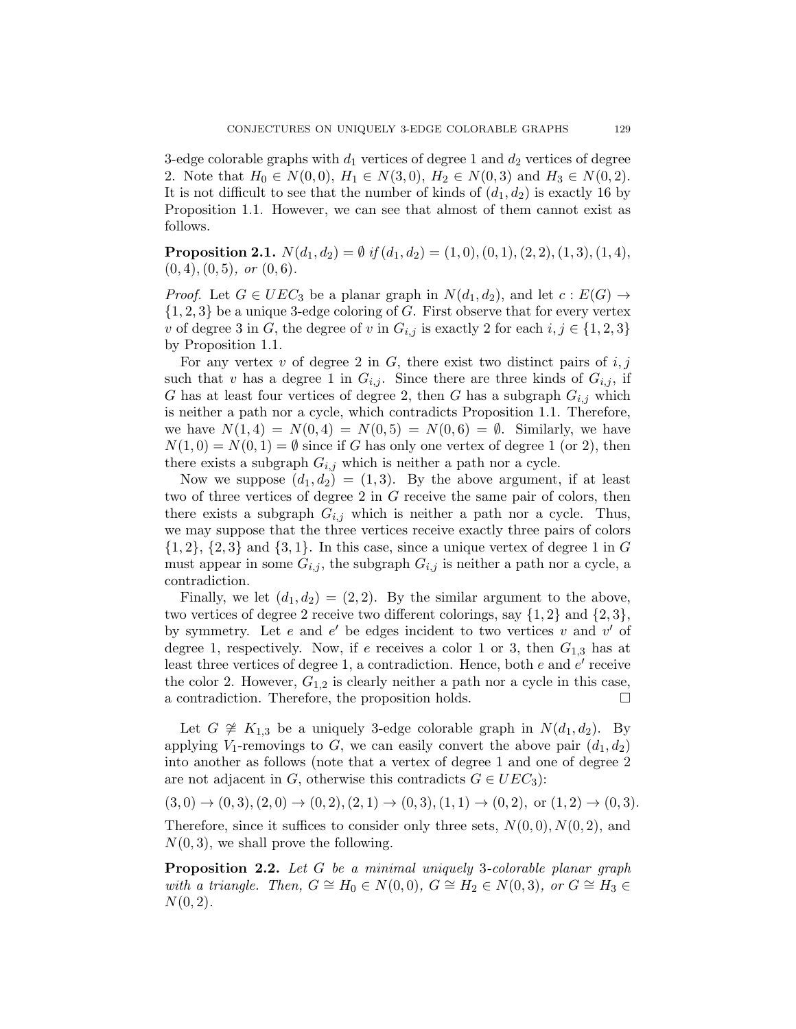3-edge colorable graphs with $d_1$ vertices of degree 1 and $d_2$ vertices of degree 2. Note that $H_0 \in N(0,0)$, $H_1 \in N(3,0)$, $H_2 \in N(0,3)$ and $H_3 \in N(0,2)$. It is not difficult to see that the number of kinds of $(d_1, d_2)$ is exactly 16 by Proposition 1.1. However, we can see that almost of them cannot exist as follows.

**Proposition 2.1.** *$N(d_1, d_2) = \emptyset$ if $(d_1, d_2) = (1,0), (0,1), (2,2), (1,3), (1,4), (0,4), (0,5)$, or $(0,6)$.*

*Proof.* Let $G \in UEC_3$ be a planar graph in $N(d_1, d_2)$, and let $c : E(G) \to \{1,2,3\}$ be a unique 3-edge coloring of $G$. First observe that for every vertex $v$ of degree 3 in $G$, the degree of $v$ in $G_{i,j}$ is exactly 2 for each $i,j \in \{1,2,3\}$ by Proposition 1.1.

For any vertex $v$ of degree 2 in $G$, there exist two distinct pairs of $i,j$ such that $v$ has a degree 1 in $G_{i,j}$. Since there are three kinds of $G_{i,j}$, if $G$ has at least four vertices of degree 2, then $G$ has a subgraph $G_{i,j}$ which is neither a path nor a cycle, which contradicts Proposition 1.1. Therefore, we have $N(1,4) = N(0,4) = N(0,5) = N(0,6) = \emptyset$. Similarly, we have $N(1,0) = N(0,1) = \emptyset$ since if $G$ has only one vertex of degree 1 (or 2), then there exists a subgraph $G_{i,j}$ which is neither a path nor a cycle.

Now we suppose $(d_1, d_2) = (1,3)$. By the above argument, if at least two of three vertices of degree 2 in $G$ receive the same pair of colors, then there exists a subgraph $G_{i,j}$ which is neither a path nor a cycle. Thus, we may suppose that the three vertices receive exactly three pairs of colors $\{1,2\}$, $\{2,3\}$ and $\{3,1\}$. In this case, since a unique vertex of degree 1 in $G$ must appear in some $G_{i,j}$, the subgraph $G_{i,j}$ is neither a path nor a cycle, a contradiction.

Finally, we let $(d_1, d_2) = (2,2)$. By the similar argument to the above, two vertices of degree 2 receive two different colorings, say $\{1,2\}$ and $\{2,3\}$, by symmetry. Let $e$ and $e'$ be edges incident to two vertices $v$ and $v'$ of degree 1, respectively. Now, if $e$ receives a color 1 or 3, then $G_{1,3}$ has at least three vertices of degree 1, a contradiction. Hence, both $e$ and $e'$ receive the color 2. However, $G_{1,2}$ is clearly neither a path nor a cycle in this case, a contradiction. Therefore, the proposition holds. $\square$

Let $G \ncong K_{1,3}$ be a uniquely 3-edge colorable graph in $N(d_1, d_2)$. By applying $V_1$-removings to $G$, we can easily convert the above pair $(d_1, d_2)$ into another as follows (note that a vertex of degree 1 and one of degree 2 are not adjacent in $G$, otherwise this contradicts $G \in UEC_3$):

$$(3,0) \to (0,3), (2,0) \to (0,2), (2,1) \to (0,3), (1,1) \to (0,2), \text{ or } (1,2) \to (0,3).$$

Therefore, since it suffices to consider only three sets, $N(0,0), N(0,2)$, and $N(0,3)$, we shall prove the following.

**Proposition 2.2.** *Let $G$ be a minimal uniquely 3-colorable planar graph with a triangle. Then, $G \cong H_0 \in N(0,0)$, $G \cong H_2 \in N(0,3)$, or $G \cong H_3 \in N(0,2)$.*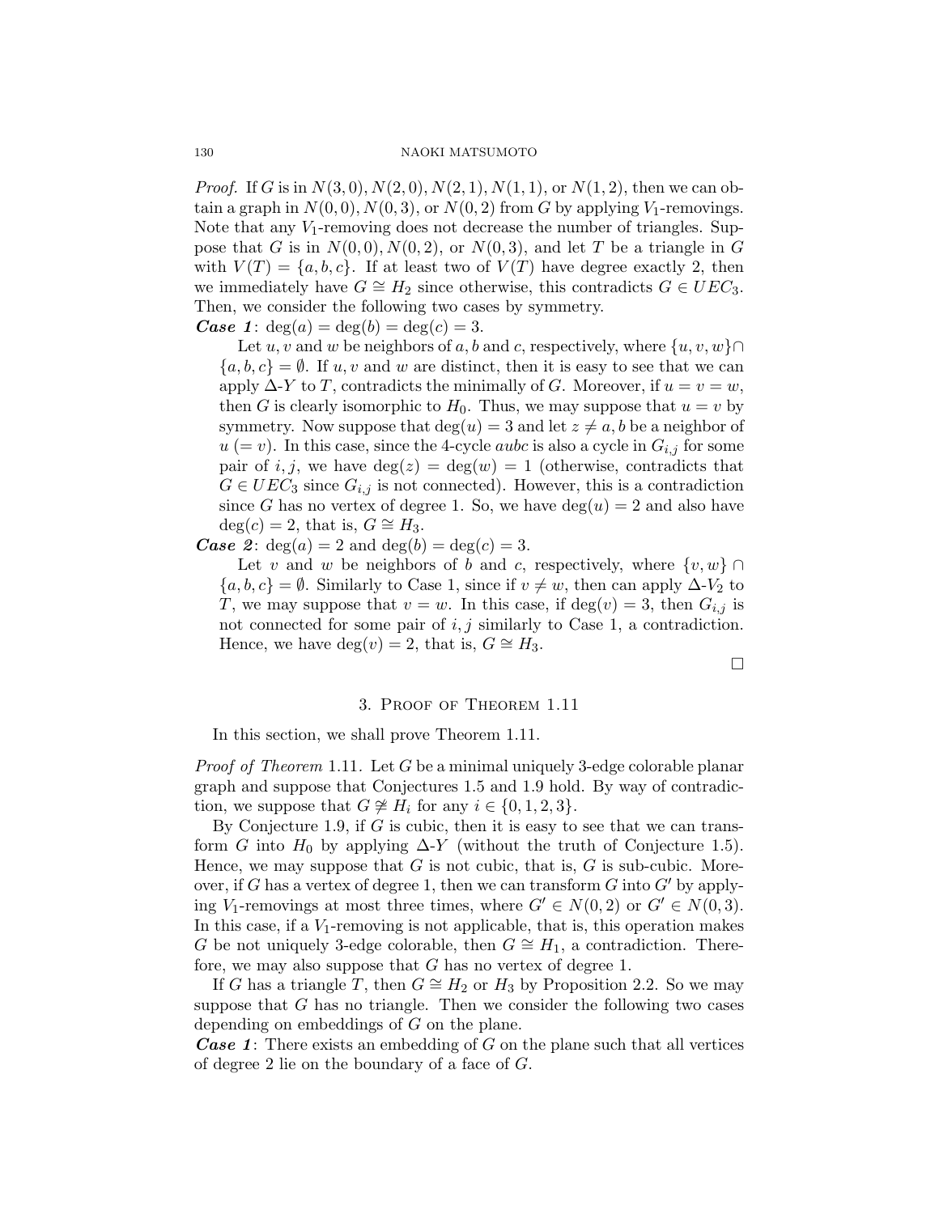*Proof.* If $G$ is in $N(3,0), N(2,0), N(2,1), N(1,1)$, or $N(1,2)$, then we can obtain a graph in $N(0,0), N(0,3)$, or $N(0,2)$ from $G$ by applying $V_1$-removings. Note that any $V_1$-removing does not decrease the number of triangles. Suppose that $G$ is in $N(0,0), N(0,2)$, or $N(0,3)$, and let $T$ be a triangle in $G$ with $V(T) = \{a,b,c\}$. If at least two of $V(T)$ have degree exactly 2, then we immediately have $G \cong H_2$ since otherwise, this contradicts $G \in UEC_3$. Then, we consider the following two cases by symmetry.

***Case 1***: $\deg(a) = \deg(b) = \deg(c) = 3$.

Let $u, v$ and $w$ be neighbors of $a, b$ and $c$, respectively, where $\{u,v,w\} \cap \{a,b,c\} = \emptyset$. If $u, v$ and $w$ are distinct, then it is easy to see that we can apply $\Delta$-$Y$ to $T$, contradicts the minimally of $G$. Moreover, if $u = v = w$, then $G$ is clearly isomorphic to $H_0$. Thus, we may suppose that $u = v$ by symmetry. Now suppose that $\deg(u) = 3$ and let $z \neq a, b$ be a neighbor of $u$ $(= v)$. In this case, since the 4-cycle $aubc$ is also a cycle in $G_{i,j}$ for some pair of $i, j$, we have $\deg(z) = \deg(w) = 1$ (otherwise, contradicts that $G \in UEC_3$ since $G_{i,j}$ is not connected). However, this is a contradiction since $G$ has no vertex of degree 1. So, we have $\deg(u) = 2$ and also have $\deg(c) = 2$, that is, $G \cong H_3$.

***Case 2***: $\deg(a) = 2$ and $\deg(b) = \deg(c) = 3$.

Let $v$ and $w$ be neighbors of $b$ and $c$, respectively, where $\{v,w\} \cap \{a,b,c\} = \emptyset$. Similarly to Case 1, since if $v \neq w$, then can apply $\Delta$-$V_2$ to $T$, we may suppose that $v = w$. In this case, if $\deg(v) = 3$, then $G_{i,j}$ is not connected for some pair of $i, j$ similarly to Case 1, a contradiction. Hence, we have $\deg(v) = 2$, that is, $G \cong H_3$.

□

## 3. Proof of Theorem 1.11

In this section, we shall prove Theorem 1.11.

*Proof of Theorem* 1.11. Let $G$ be a minimal uniquely 3-edge colorable planar graph and suppose that Conjectures 1.5 and 1.9 hold. By way of contradiction, we suppose that $G \not\cong H_i$ for any $i \in \{0,1,2,3\}$.

By Conjecture 1.9, if $G$ is cubic, then it is easy to see that we can transform $G$ into $H_0$ by applying $\Delta$-$Y$ (without the truth of Conjecture 1.5). Hence, we may suppose that $G$ is not cubic, that is, $G$ is sub-cubic. Moreover, if $G$ has a vertex of degree 1, then we can transform $G$ into $G'$ by applying $V_1$-removings at most three times, where $G' \in N(0,2)$ or $G' \in N(0,3)$. In this case, if a $V_1$-removing is not applicable, that is, this operation makes $G$ be not uniquely 3-edge colorable, then $G \cong H_1$, a contradiction. Therefore, we may also suppose that $G$ has no vertex of degree 1.

If $G$ has a triangle $T$, then $G \cong H_2$ or $H_3$ by Proposition 2.2. So we may suppose that $G$ has no triangle. Then we consider the following two cases depending on embeddings of $G$ on the plane.

***Case 1***: There exists an embedding of $G$ on the plane such that all vertices of degree 2 lie on the boundary of a face of $G$.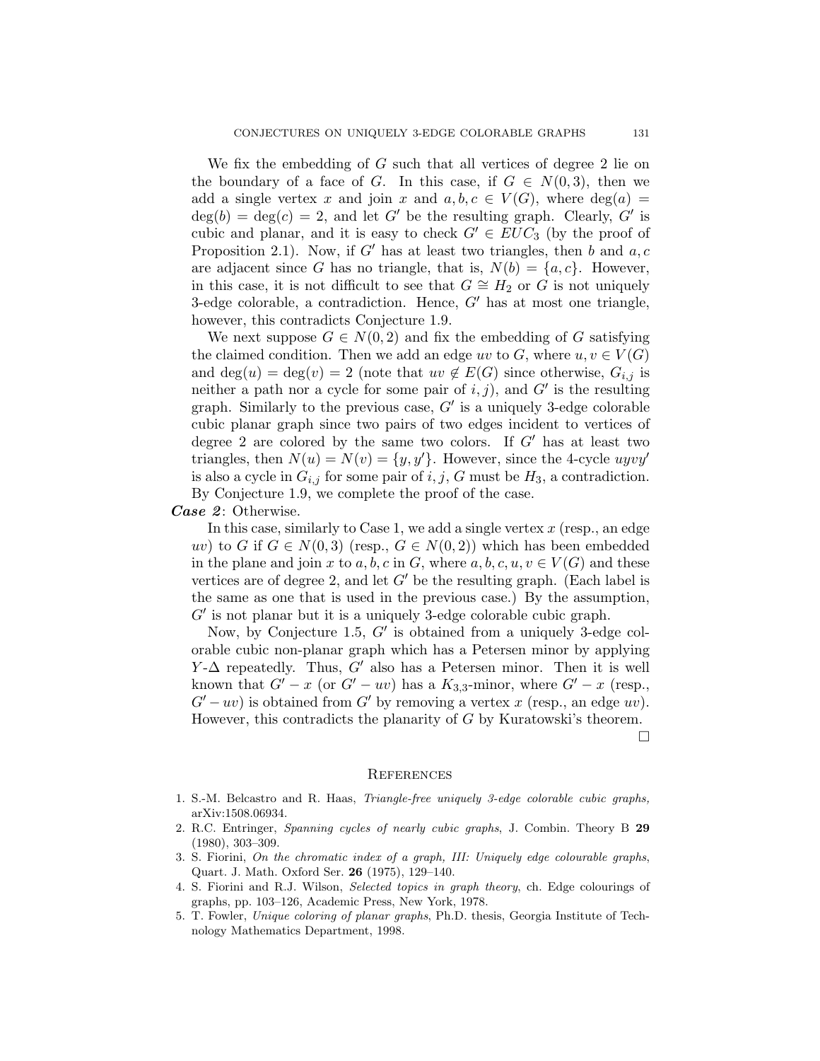We fix the embedding of $G$ such that all vertices of degree 2 lie on the boundary of a face of $G$. In this case, if $G \in N(0,3)$, then we add a single vertex $x$ and join $x$ and $a, b, c \in V(G)$, where $\deg(a) = \deg(b) = \deg(c) = 2$, and let $G'$ be the resulting graph. Clearly, $G'$ is cubic and planar, and it is easy to check $G' \in EUC_3$ (by the proof of Proposition 2.1). Now, if $G'$ has at least two triangles, then $b$ and $a, c$ are adjacent since $G$ has no triangle, that is, $N(b) = \{a, c\}$. However, in this case, it is not difficult to see that $G \cong H_2$ or $G$ is not uniquely 3-edge colorable, a contradiction. Hence, $G'$ has at most one triangle, however, this contradicts Conjecture 1.9.

We next suppose $G \in N(0,2)$ and fix the embedding of $G$ satisfying the claimed condition. Then we add an edge $uv$ to $G$, where $u, v \in V(G)$ and $\deg(u) = \deg(v) = 2$ (note that $uv \notin E(G)$ since otherwise, $G_{i,j}$ is neither a path nor a cycle for some pair of $i, j$), and $G'$ is the resulting graph. Similarly to the previous case, $G'$ is a uniquely 3-edge colorable cubic planar graph since two pairs of two edges incident to vertices of degree 2 are colored by the same two colors. If $G'$ has at least two triangles, then $N(u) = N(v) = \{y, y'\}$. However, since the 4-cycle $uyvy'$ is also a cycle in $G_{i,j}$ for some pair of $i, j$, $G$ must be $H_3$, a contradiction. By Conjecture 1.9, we complete the proof of the case.

***Case 2***: Otherwise.

In this case, similarly to Case 1, we add a single vertex $x$ (resp., an edge $uv$) to $G$ if $G \in N(0,3)$ (resp., $G \in N(0,2)$) which has been embedded in the plane and join $x$ to $a, b, c$ in $G$, where $a, b, c, u, v \in V(G)$ and these vertices are of degree 2, and let $G'$ be the resulting graph. (Each label is the same as one that is used in the previous case.) By the assumption, $G'$ is not planar but it is a uniquely 3-edge colorable cubic graph.

Now, by Conjecture 1.5, $G'$ is obtained from a uniquely 3-edge colorable cubic non-planar graph which has a Petersen minor by applying $Y$-$\Delta$ repeatedly. Thus, $G'$ also has a Petersen minor. Then it is well known that $G' - x$ (or $G' - uv$) has a $K_{3,3}$-minor, where $G' - x$ (resp., $G' - uv$) is obtained from $G'$ by removing a vertex $x$ (resp., an edge $uv$). However, this contradicts the planarity of $G$ by Kuratowski's theorem. □

## References

1. S.-M. Belcastro and R. Haas, *Triangle-free uniquely 3-edge colorable cubic graphs,* arXiv:1508.06934.
2. R.C. Entringer, *Spanning cycles of nearly cubic graphs*, J. Combin. Theory B **29** (1980), 303–309.
3. S. Fiorini, *On the chromatic index of a graph, III: Uniquely edge colourable graphs*, Quart. J. Math. Oxford Ser. **26** (1975), 129–140.
4. S. Fiorini and R.J. Wilson, *Selected topics in graph theory*, ch. Edge colourings of graphs, pp. 103–126, Academic Press, New York, 1978.
5. T. Fowler, *Unique coloring of planar graphs*, Ph.D. thesis, Georgia Institute of Technology Mathematics Department, 1998.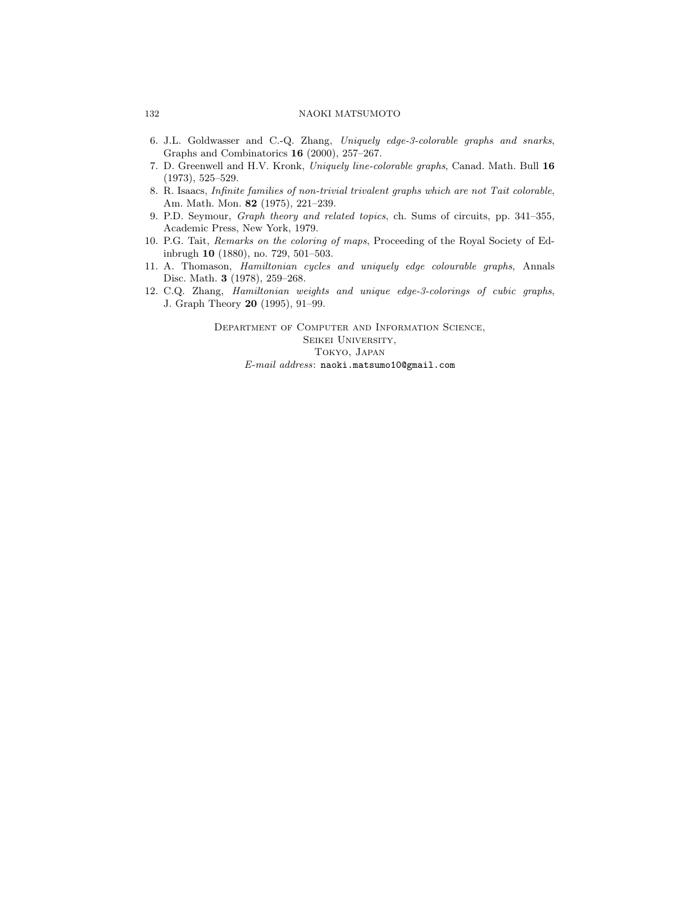6. J.L. Goldwasser and C.-Q. Zhang, *Uniquely edge-3-colorable graphs and snarks*, Graphs and Combinatorics **16** (2000), 257–267.
7. D. Greenwell and H.V. Kronk, *Uniquely line-colorable graphs*, Canad. Math. Bull **16** (1973), 525–529.
8. R. Isaacs, *Infinite families of non-trivial trivalent graphs which are not Tait colorable*, Am. Math. Mon. **82** (1975), 221–239.
9. P.D. Seymour, *Graph theory and related topics*, ch. Sums of circuits, pp. 341–355, Academic Press, New York, 1979.
10. P.G. Tait, *Remarks on the coloring of maps*, Proceeding of the Royal Society of Edinbrugh **10** (1880), no. 729, 501–503.
11. A. Thomason, *Hamiltonian cycles and uniquely edge colourable graphs*, Annals Disc. Math. **3** (1978), 259–268.
12. C.Q. Zhang, *Hamiltonian weights and unique edge-3-colorings of cubic graphs*, J. Graph Theory **20** (1995), 91–99.

Department of Computer and Information Science,
Seikei University,
Tokyo, Japan
*E-mail address*: `naoki.matsumo10@gmail.com`